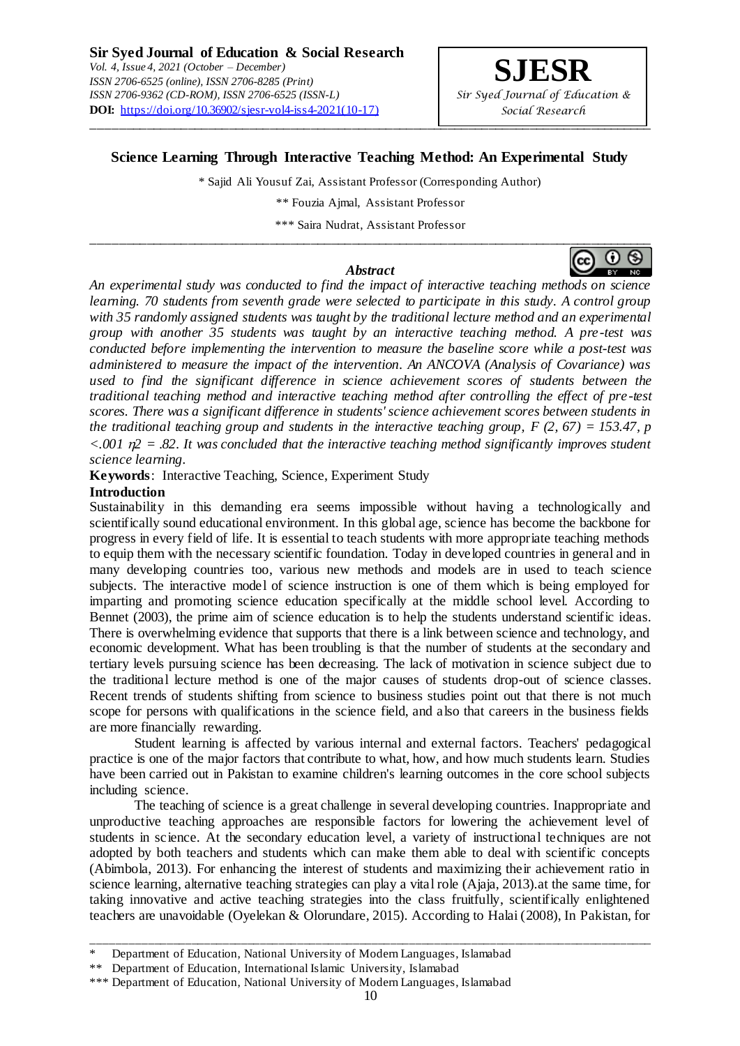# Science Learning Through Interactive Teaching Method: An Experimental Study

\* Sajid Ali Yousuf Zai, Assistant Professor (Corresponding Author)

\*\* Fouzia Ajmal, Assistant Professor

\*\*\* Saira Nudrat, Assistant Professor

### *Abstract*

*An experimental study was conducted to find the impact of interactive teaching methods on science learning. 70 students from seventh grade were selected to participate in this study. A control group with 35 randomly assigned students was taught by the traditional lecture method and an experimental group with another 35 students was taught by an interactive teaching method. A pre-test was conducted before implementing the intervention to measure the baseline score while a post-test was administered to measure the impact of the intervention. An ANCOVA (Analysis of Covariance) was used to find the significant difference in science achievement scores of students between the traditional teaching method and interactive teaching method after controlling the effect of pre-test scores. There was a significant difference in students' science achievement scores between students in the traditional teaching group and students in the interactive teaching group, $F(2, 67) = 153.47$, $p < .001$ $\eta^2 = .82$. It was concluded that the interactive teaching method significantly improves student science learning.*

**Keywords**: Interactive Teaching, Science, Experiment Study

## Introduction

Sustainability in this demanding era seems impossible without having a technologically and scientifically sound educational environment. In this global age, science has become the backbone for progress in every field of life. It is essential to teach students with more appropriate teaching methods to equip them with the necessary scientific foundation. Today in developed countries in general and in many developing countries too, various new methods and models are in used to teach science subjects. The interactive model of science instruction is one of them which is being employed for imparting and promoting science education specifically at the middle school level. According to Bennet (2003), the prime aim of science education is to help the students understand scientific ideas. There is overwhelming evidence that supports that there is a link between science and technology, and economic development. What has been troubling is that the number of students at the secondary and tertiary levels pursuing science has been decreasing. The lack of motivation in science subject due to the traditional lecture method is one of the major causes of students drop-out of science classes. Recent trends of students shifting from science to business studies point out that there is not much scope for persons with qualifications in the science field, and also that careers in the business fields are more financially rewarding.

Student learning is affected by various internal and external factors. Teachers' pedagogical practice is one of the major factors that contribute to what, how, and how much students learn. Studies have been carried out in Pakistan to examine children's learning outcomes in the core school subjects including science.

The teaching of science is a great challenge in several developing countries. Inappropriate and unproductive teaching approaches are responsible factors for lowering the achievement level of students in science. At the secondary education level, a variety of instructional techniques are not adopted by both teachers and students which can make them able to deal with scientific concepts (Abimbola, 2013). For enhancing the interest of students and maximizing their achievement ratio in science learning, alternative teaching strategies can play a vital role (Ajaja, 2013).at the same time, for taking innovative and active teaching strategies into the class fruitfully, scientifically enlightened teachers are unavoidable (Oyelekan & Olorundare, 2015). According to Halai (2008), In Pakistan, for

---

\* Department of Education, National University of Modern Languages, Islamabad

\*\* Department of Education, International Islamic University, Islamabad

\*\*\* Department of Education, National University of Modern Languages, Islamabad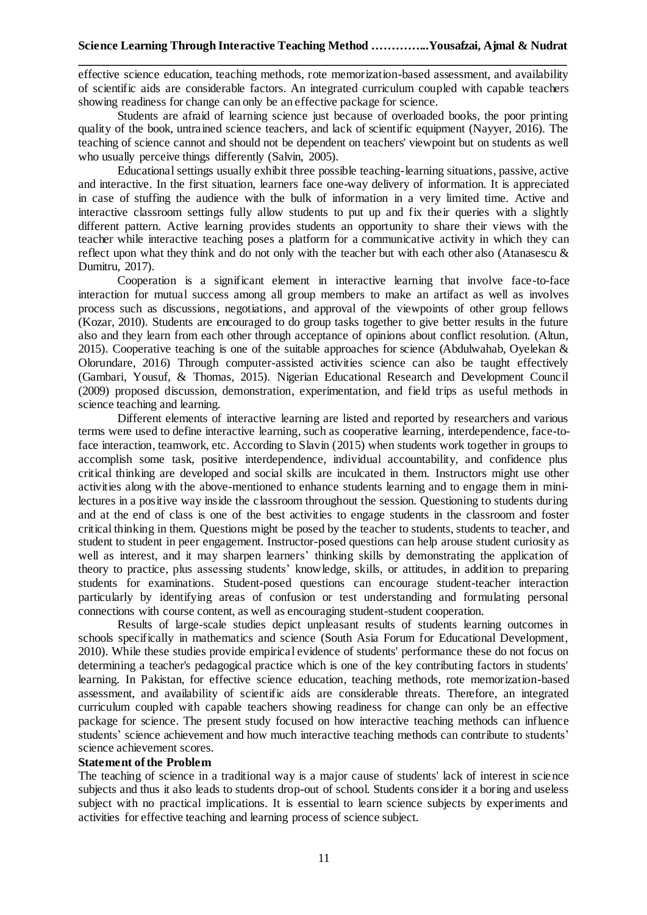effective science education, teaching methods, rote memorization-based assessment, and availability of scientific aids are considerable factors. An integrated curriculum coupled with capable teachers showing readiness for change can only be an effective package for science.

Students are afraid of learning science just because of overloaded books, the poor printing quality of the book, untrained science teachers, and lack of scientific equipment (Nayyer, 2016). The teaching of science cannot and should not be dependent on teachers' viewpoint but on students as well who usually perceive things differently (Salvin, 2005).

Educational settings usually exhibit three possible teaching-learning situations, passive, active and interactive. In the first situation, learners face one-way delivery of information. It is appreciated in case of stuffing the audience with the bulk of information in a very limited time. Active and interactive classroom settings fully allow students to put up and fix their queries with a slightly different pattern. Active learning provides students an opportunity to share their views with the teacher while interactive teaching poses a platform for a communicative activity in which they can reflect upon what they think and do not only with the teacher but with each other also (Atanasescu & Dumitru, 2017).

Cooperation is a significant element in interactive learning that involve face-to-face interaction for mutual success among all group members to make an artifact as well as involves process such as discussions, negotiations, and approval of the viewpoints of other group fellows (Kozar, 2010). Students are encouraged to do group tasks together to give better results in the future also and they learn from each other through acceptance of opinions about conflict resolution. (Altun, 2015). Cooperative teaching is one of the suitable approaches for science (Abdulwahab, Oyelekan & Olorundare, 2016) Through computer-assisted activities science can also be taught effectively (Gambari, Yousuf, & Thomas, 2015). Nigerian Educational Research and Development Council (2009) proposed discussion, demonstration, experimentation, and field trips as useful methods in science teaching and learning.

Different elements of interactive learning are listed and reported by researchers and various terms were used to define interactive learning, such as cooperative learning, interdependence, face-to-face interaction, teamwork, etc. According to Slavin (2015) when students work together in groups to accomplish some task, positive interdependence, individual accountability, and confidence plus critical thinking are developed and social skills are inculcated in them. Instructors might use other activities along with the above-mentioned to enhance students learning and to engage them in mini-lectures in a positive way inside the classroom throughout the session. Questioning to students during and at the end of class is one of the best activities to engage students in the classroom and foster critical thinking in them. Questions might be posed by the teacher to students, students to teacher, and student to student in peer engagement. Instructor-posed questions can help arouse student curiosity as well as interest, and it may sharpen learners' thinking skills by demonstrating the application of theory to practice, plus assessing students' knowledge, skills, or attitudes, in addition to preparing students for examinations. Student-posed questions can encourage student-teacher interaction particularly by identifying areas of confusion or test understanding and formulating personal connections with course content, as well as encouraging student-student cooperation.

Results of large-scale studies depict unpleasant results of students learning outcomes in schools specifically in mathematics and science (South Asia Forum for Educational Development, 2010). While these studies provide empirical evidence of students' performance these do not focus on determining a teacher's pedagogical practice which is one of the key contributing factors in students' learning. In Pakistan, for effective science education, teaching methods, rote memorization-based assessment, and availability of scientific aids are considerable threats. Therefore, an integrated curriculum coupled with capable teachers showing readiness for change can only be an effective package for science. The present study focused on how interactive teaching methods can influence students' science achievement and how much interactive teaching methods can contribute to students' science achievement scores.

**Statement of the Problem**

The teaching of science in a traditional way is a major cause of students' lack of interest in science subjects and thus it also leads to students drop-out of school. Students consider it a boring and useless subject with no practical implications. It is essential to learn science subjects by experiments and activities for effective teaching and learning process of science subject.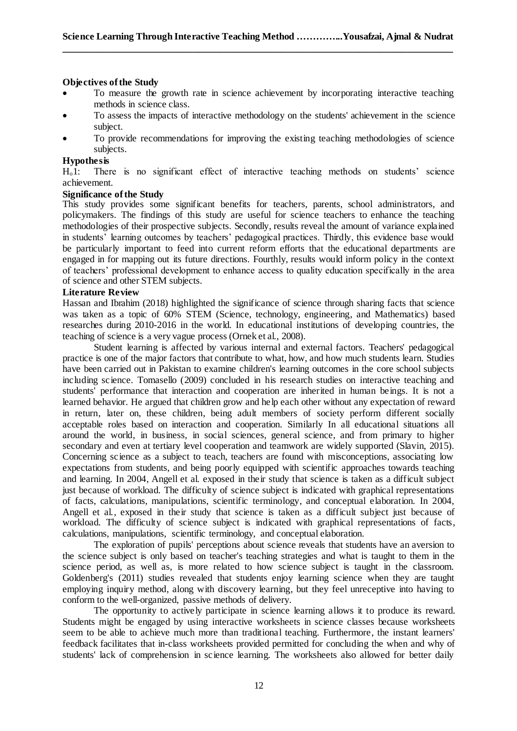**Objectives of the Study**

- To measure the growth rate in science achievement by incorporating interactive teaching methods in science class.
- To assess the impacts of interactive methodology on the students' achievement in the science subject.
- To provide recommendations for improving the existing teaching methodologies of science subjects.

**Hypothesis**

$H_o1$: There is no significant effect of interactive teaching methods on students' science achievement.

**Significance of the Study**

This study provides some significant benefits for teachers, parents, school administrators, and policymakers. The findings of this study are useful for science teachers to enhance the teaching methodologies of their prospective subjects. Secondly, results reveal the amount of variance explained in students' learning outcomes by teachers' pedagogical practices. Thirdly, this evidence base would be particularly important to feed into current reform efforts that the educational departments are engaged in for mapping out its future directions. Fourthly, results would inform policy in the context of teachers' professional development to enhance access to quality education specifically in the area of science and other STEM subjects.

**Literature Review**

Hassan and Ibrahim (2018) highlighted the significance of science through sharing facts that science was taken as a topic of 60% STEM (Science, technology, engineering, and Mathematics) based researches during 2010-2016 in the world. In educational institutions of developing countries, the teaching of science is a very vague process (Ornek et al., 2008).

Student learning is affected by various internal and external factors. Teachers' pedagogical practice is one of the major factors that contribute to what, how, and how much students learn. Studies have been carried out in Pakistan to examine children's learning outcomes in the core school subjects including science. Tomasello (2009) concluded in his research studies on interactive teaching and students' performance that interaction and cooperation are inherited in human beings. It is not a learned behavior. He argued that children grow and help each other without any expectation of reward in return, later on, these children, being adult members of society perform different socially acceptable roles based on interaction and cooperation. Similarly In all educational situations all around the world, in business, in social sciences, general science, and from primary to higher secondary and even at tertiary level cooperation and teamwork are widely supported (Slavin, 2015). Concerning science as a subject to teach, teachers are found with misconceptions, associating low expectations from students, and being poorly equipped with scientific approaches towards teaching and learning. In 2004, Angell et al. exposed in their study that science is taken as a difficult subject just because of workload. The difficulty of science subject is indicated with graphical representations of facts, calculations, manipulations, scientific terminology, and conceptual elaboration. In 2004, Angell et al., exposed in their study that science is taken as a difficult subject just because of workload. The difficulty of science subject is indicated with graphical representations of facts, calculations, manipulations, scientific terminology, and conceptual elaboration.

The exploration of pupils' perceptions about science reveals that students have an aversion to the science subject is only based on teacher's teaching strategies and what is taught to them in the science period, as well as, is more related to how science subject is taught in the classroom. Goldenberg's (2011) studies revealed that students enjoy learning science when they are taught employing inquiry method, along with discovery learning, but they feel unreceptive into having to conform to the well-organized, passive methods of delivery.

The opportunity to actively participate in science learning allows it to produce its reward. Students might be engaged by using interactive worksheets in science classes because worksheets seem to be able to achieve much more than traditional teaching. Furthermore, the instant learners' feedback facilitates that in-class worksheets provided permitted for concluding the when and why of students' lack of comprehension in science learning. The worksheets also allowed for better daily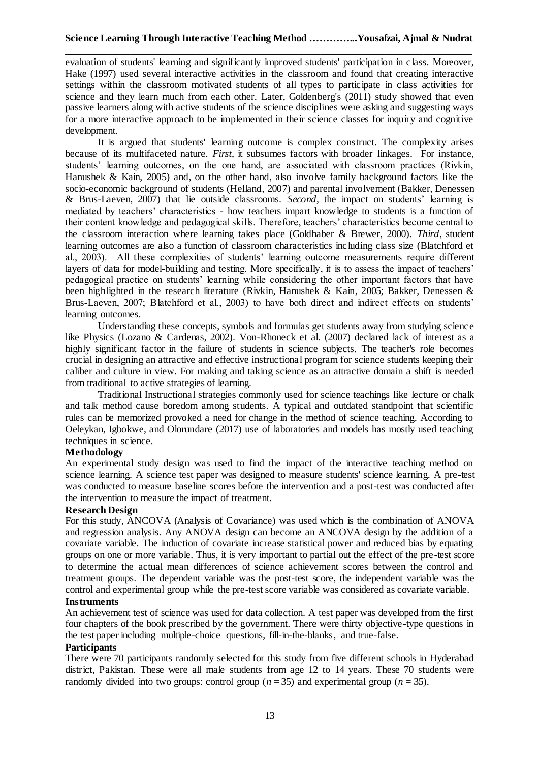evaluation of students' learning and significantly improved students' participation in class. Moreover, Hake (1997) used several interactive activities in the classroom and found that creating interactive settings within the classroom motivated students of all types to participate in class activities for science and they learn much from each other. Later, Goldenberg's (2011) study showed that even passive learners along with active students of the science disciplines were asking and suggesting ways for a more interactive approach to be implemented in their science classes for inquiry and cognitive development.

It is argued that students' learning outcome is complex construct. The complexity arises because of its multifaceted nature. *First*, it subsumes factors with broader linkages. For instance, students' learning outcomes, on the one hand, are associated with classroom practices (Rivkin, Hanushek & Kain, 2005) and, on the other hand, also involve family background factors like the socio-economic background of students (Helland, 2007) and parental involvement (Bakker, Denessen & Brus-Laeven, 2007) that lie outside classrooms. *Second*, the impact on students' learning is mediated by teachers' characteristics - how teachers impart knowledge to students is a function of their content knowledge and pedagogical skills. Therefore, teachers' characteristics become central to the classroom interaction where learning takes place (Goldhaber & Brewer, 2000). *Third*, student learning outcomes are also a function of classroom characteristics including class size (Blatchford et al., 2003). All these complexities of students' learning outcome measurements require different layers of data for model-building and testing. More specifically, it is to assess the impact of teachers' pedagogical practice on students' learning while considering the other important factors that have been highlighted in the research literature (Rivkin, Hanushek & Kain, 2005; Bakker, Denessen & Brus-Laeven, 2007; Blatchford et al., 2003) to have both direct and indirect effects on students' learning outcomes.

Understanding these concepts, symbols and formulas get students away from studying science like Physics (Lozano & Cardenas, 2002). Von-Rhoneck et al. (2007) declared lack of interest as a highly significant factor in the failure of students in science subjects. The teacher's role becomes crucial in designing an attractive and effective instructional program for science students keeping their caliber and culture in view. For making and taking science as an attractive domain a shift is needed from traditional to active strategies of learning.

Traditional Instructional strategies commonly used for science teachings like lecture or chalk and talk method cause boredom among students. A typical and outdated standpoint that scientific rules can be memorized provoked a need for change in the method of science teaching. According to Oeleykan, Igbokwe, and Olorundare (2017) use of laboratories and models has mostly used teaching techniques in science.

## Methodology

An experimental study design was used to find the impact of the interactive teaching method on science learning. A science test paper was designed to measure students' science learning. A pre-test was conducted to measure baseline scores before the intervention and a post-test was conducted after the intervention to measure the impact of treatment.

### Research Design

For this study, ANCOVA (Analysis of Covariance) was used which is the combination of ANOVA and regression analysis. Any ANOVA design can become an ANCOVA design by the addition of a covariate variable. The induction of covariate increase statistical power and reduced bias by equating groups on one or more variable. Thus, it is very important to partial out the effect of the pre-test score to determine the actual mean differences of science achievement scores between the control and treatment groups. The dependent variable was the post-test score, the independent variable was the control and experimental group while the pre-test score variable was considered as covariate variable.

### Instruments

An achievement test of science was used for data collection. A test paper was developed from the first four chapters of the book prescribed by the government. There were thirty objective-type questions in the test paper including multiple-choice questions, fill-in-the-blanks, and true-false.

### Participants

There were 70 participants randomly selected for this study from five different schools in Hyderabad district, Pakistan. These were all male students from age 12 to 14 years. These 70 students were randomly divided into two groups: control group ($n = 35$) and experimental group ($n = 35$).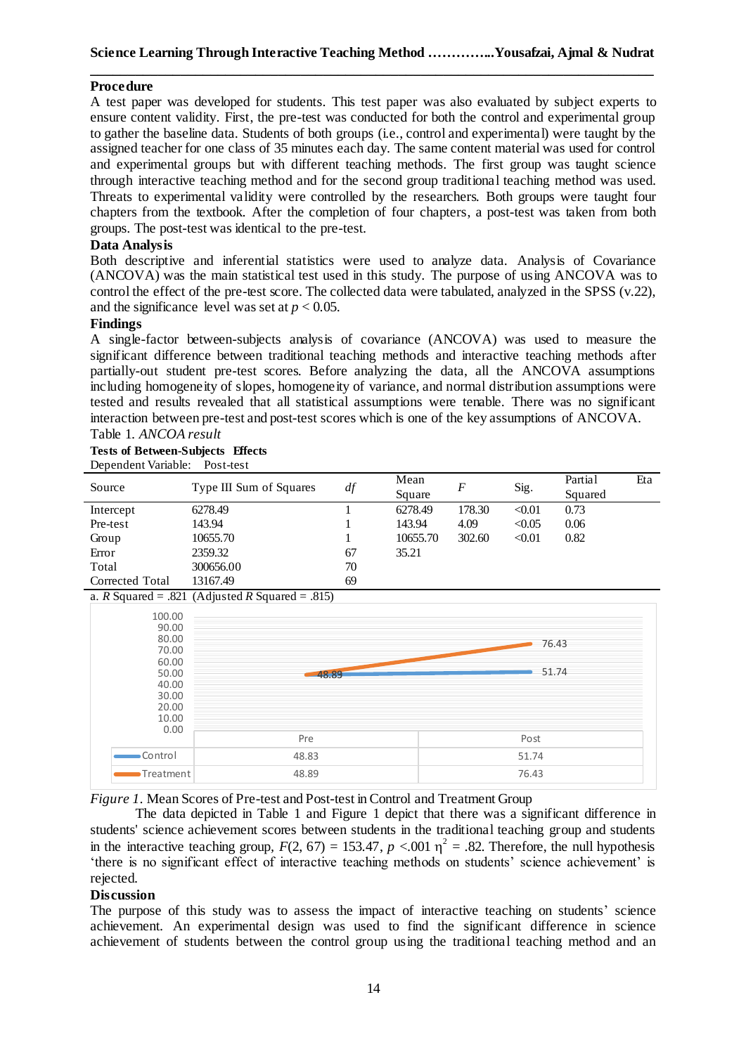### Procedure

A test paper was developed for students. This test paper was also evaluated by subject experts to ensure content validity. First, the pre-test was conducted for both the control and experimental group to gather the baseline data. Students of both groups (i.e., control and experimental) were taught by the assigned teacher for one class of 35 minutes each day. The same content material was used for control and experimental groups but with different teaching methods. The first group was taught science through interactive teaching method and for the second group traditional teaching method was used. Threats to experimental validity were controlled by the researchers. Both groups were taught four chapters from the textbook. After the completion of four chapters, a post-test was taken from both groups. The post-test was identical to the pre-test.

### Data Analysis

Both descriptive and inferential statistics were used to analyze data. Analysis of Covariance (ANCOVA) was the main statistical test used in this study. The purpose of using ANCOVA was to control the effect of the pre-test score. The collected data were tabulated, analyzed in the SPSS (v.22), and the significance level was set at $p < 0.05$.

### Findings

A single-factor between-subjects analysis of covariance (ANCOVA) was used to measure the significant difference between traditional teaching methods and interactive teaching methods after partially-out student pre-test scores. Before analyzing the data, all the ANCOVA assumptions including homogeneity of slopes, homogeneity of variance, and normal distribution assumptions were tested and results revealed that all statistical assumptions were tenable. There was no significant interaction between pre-test and post-test scores which is one of the key assumptions of ANCOVA.

Table 1. *ANCOA result*

**Tests of Between-Subjects Effects**

Dependent Variable: Post-test

| Source | Type III Sum of Squares | *df* | Mean Square | *F* | Sig. | Partial Eta Squared |
|---|---|---|---|---|---|---|
| Intercept | 6278.49 | 1 | 6278.49 | 178.30 | <0.01 | 0.73 |
| Pre-test | 143.94 | 1 | 143.94 | 4.09 | <0.05 | 0.06 |
| Group | 10655.70 | 1 | 10655.70 | 302.60 | <0.01 | 0.82 |
| Error | 2359.32 | 67 | 35.21 | | | |
| Total | 300656.00 | 70 | | | | |
| Corrected Total | 13167.49 | 69 | | | | |

a. $R$ Squared = .821 (Adjusted $R$ Squared = .815)

| | Pre | Post |
|---|---|---|
| Control | 48.83 | 51.74 |
| Treatment | 48.89 | 76.43 |

*Figure 1.* Mean Scores of Pre-test and Post-test in Control and Treatment Group

The data depicted in Table 1 and Figure 1 depict that there was a significant difference in students' science achievement scores between students in the traditional teaching group and students in the interactive teaching group, $F(2, 67) = 153.47$, $p < .001$ $\eta^2 = .82$. Therefore, the null hypothesis 'there is no significant effect of interactive teaching methods on students' science achievement' is rejected.

### Discussion

The purpose of this study was to assess the impact of interactive teaching on students' science achievement. An experimental design was used to find the significant difference in science achievement of students between the control group using the traditional teaching method and an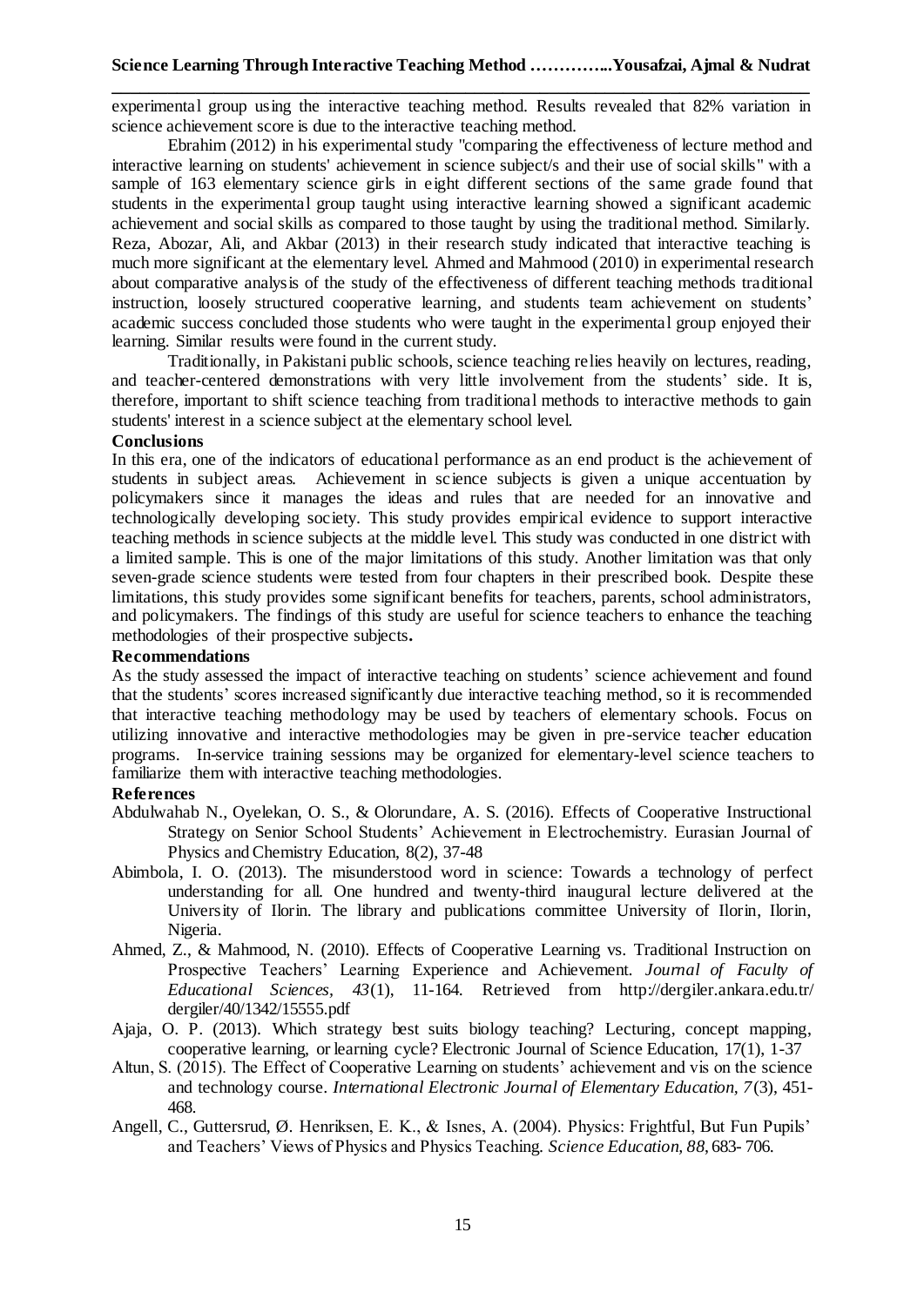experimental group using the interactive teaching method. Results revealed that 82% variation in science achievement score is due to the interactive teaching method.

Ebrahim (2012) in his experimental study "comparing the effectiveness of lecture method and interactive learning on students' achievement in science subject/s and their use of social skills" with a sample of 163 elementary science girls in eight different sections of the same grade found that students in the experimental group taught using interactive learning showed a significant academic achievement and social skills as compared to those taught by using the traditional method. Similarly. Reza, Abozar, Ali, and Akbar (2013) in their research study indicated that interactive teaching is much more significant at the elementary level. Ahmed and Mahmood (2010) in experimental research about comparative analysis of the study of the effectiveness of different teaching methods traditional instruction, loosely structured cooperative learning, and students team achievement on students' academic success concluded those students who were taught in the experimental group enjoyed their learning. Similar results were found in the current study.

Traditionally, in Pakistani public schools, science teaching relies heavily on lectures, reading, and teacher-centered demonstrations with very little involvement from the students' side. It is, therefore, important to shift science teaching from traditional methods to interactive methods to gain students' interest in a science subject at the elementary school level.

**Conclusions**

In this era, one of the indicators of educational performance as an end product is the achievement of students in subject areas. Achievement in science subjects is given a unique accentuation by policymakers since it manages the ideas and rules that are needed for an innovative and technologically developing society. This study provides empirical evidence to support interactive teaching methods in science subjects at the middle level. This study was conducted in one district with a limited sample. This is one of the major limitations of this study. Another limitation was that only seven-grade science students were tested from four chapters in their prescribed book. Despite these limitations, this study provides some significant benefits for teachers, parents, school administrators, and policymakers. The findings of this study are useful for science teachers to enhance the teaching methodologies of their prospective subjects**.**

**Recommendations**

As the study assessed the impact of interactive teaching on students' science achievement and found that the students' scores increased significantly due interactive teaching method, so it is recommended that interactive teaching methodology may be used by teachers of elementary schools. Focus on utilizing innovative and interactive methodologies may be given in pre-service teacher education programs. In-service training sessions may be organized for elementary-level science teachers to familiarize them with interactive teaching methodologies.

**References**

Abdulwahab N., Oyelekan, O. S., & Olorundare, A. S. (2016). Effects of Cooperative Instructional Strategy on Senior School Students' Achievement in Electrochemistry. Eurasian Journal of Physics and Chemistry Education, 8(2), 37-48

Abimbola, I. O. (2013). The misunderstood word in science: Towards a technology of perfect understanding for all. One hundred and twenty-third inaugural lecture delivered at the University of Ilorin. The library and publications committee University of Ilorin, Ilorin, Nigeria.

Ahmed, Z., & Mahmood, N. (2010). Effects of Cooperative Learning vs. Traditional Instruction on Prospective Teachers' Learning Experience and Achievement. *Journal of Faculty of Educational Sciences, 43*(1), 11-164. Retrieved from http://dergiler.ankara.edu.tr/dergiler/40/1342/15555.pdf

Ajaja, O. P. (2013). Which strategy best suits biology teaching? Lecturing, concept mapping, cooperative learning, or learning cycle? Electronic Journal of Science Education, 17(1), 1-37

Altun, S. (2015). The Effect of Cooperative Learning on students' achievement and vis on the science and technology course. *International Electronic Journal of Elementary Education, 7*(3), 451-468.

Angell, C., Guttersrud, Ø. Henriksen, E. K., & Isnes, A. (2004). Physics: Frightful, But Fun Pupils' and Teachers' Views of Physics and Physics Teaching. *Science Education, 88*, 683- 706.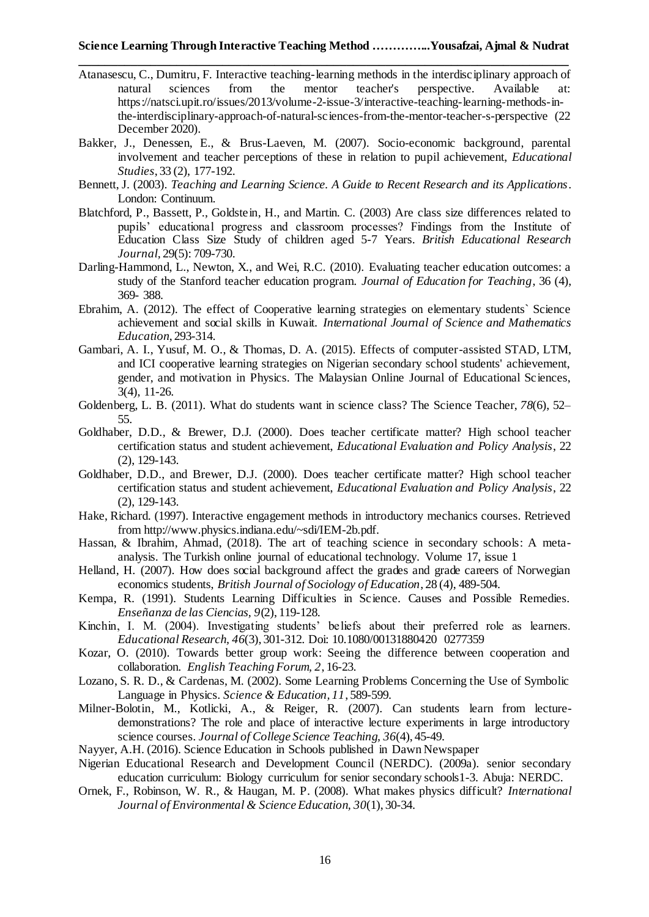Atanasescu, C., Dumitru, F. Interactive teaching-learning methods in the interdisciplinary approach of natural sciences from the mentor teacher's perspective. Available at: https://natsci.upit.ro/issues/2013/volume-2-issue-3/interactive-teaching-learning-methods-in-the-interdisciplinary-approach-of-natural-sciences-from-the-mentor-teacher-s-perspective (22 December 2020).

Bakker, J., Denessen, E., & Brus-Laeven, M. (2007). Socio-economic background, parental involvement and teacher perceptions of these in relation to pupil achievement, *Educational Studies*, 33 (2), 177-192.

Bennett, J. (2003). *Teaching and Learning Science. A Guide to Recent Research and its Applications*. London: Continuum.

Blatchford, P., Bassett, P., Goldstein, H., and Martin. C. (2003) Are class size differences related to pupils' educational progress and classroom processes? Findings from the Institute of Education Class Size Study of children aged 5-7 Years. *British Educational Research Journal*, 29(5): 709-730.

Darling-Hammond, L., Newton, X., and Wei, R.C. (2010). Evaluating teacher education outcomes: a study of the Stanford teacher education program. *Journal of Education for Teaching*, 36 (4), 369- 388.

Ebrahim, A. (2012). The effect of Cooperative learning strategies on elementary students` Science achievement and social skills in Kuwait. *International Journal of Science and Mathematics Education*, 293-314.

Gambari, A. I., Yusuf, M. O., & Thomas, D. A. (2015). Effects of computer-assisted STAD, LTM, and ICI cooperative learning strategies on Nigerian secondary school students' achievement, gender, and motivation in Physics. The Malaysian Online Journal of Educational Sciences, 3(4), 11-26.

Goldenberg, L. B. (2011). What do students want in science class? The Science Teacher, *78*(6), 52–55.

Goldhaber, D.D., & Brewer, D.J. (2000). Does teacher certificate matter? High school teacher certification status and student achievement, *Educational Evaluation and Policy Analysis*, 22 (2), 129-143.

Goldhaber, D.D., and Brewer, D.J. (2000). Does teacher certificate matter? High school teacher certification status and student achievement, *Educational Evaluation and Policy Analysis*, 22 (2), 129-143.

Hake, Richard. (1997). Interactive engagement methods in introductory mechanics courses. Retrieved from http://www.physics.indiana.edu/~sdi/IEM-2b.pdf.

Hassan, & Ibrahim, Ahmad, (2018). The art of teaching science in secondary schools: A meta-analysis. The Turkish online journal of educational technology. Volume 17, issue 1

Helland, H. (2007). How does social background affect the grades and grade careers of Norwegian economics students, *British Journal of Sociology of Education*, 28 (4), 489-504.

Kempa, R. (1991). Students Learning Difficulties in Science. Causes and Possible Remedies. *Enseñanza de las Ciencias*, *9*(2), 119-128.

Kinchin, I. M. (2004). Investigating students' beliefs about their preferred role as learners. *Educational Research*, *46*(3), 301-312. Doi: 10.1080/00131880420 0277359

Kozar, O. (2010). Towards better group work: Seeing the difference between cooperation and collaboration. *English Teaching Forum, 2*, 16-23.

Lozano, S. R. D., & Cardenas, M. (2002). Some Learning Problems Concerning the Use of Symbolic Language in Physics. *Science & Education*, *11*, 589-599.

Milner-Bolotin, M., Kotlicki, A., & Reiger, R. (2007). Can students learn from lecture-demonstrations? The role and place of interactive lecture experiments in large introductory science courses. *Journal of College Science Teaching, 36*(4), 45-49.

Nayyer, A.H. (2016). Science Education in Schools published in Dawn Newspaper

Nigerian Educational Research and Development Council (NERDC). (2009a). senior secondary education curriculum: Biology curriculum for senior secondary schools1-3. Abuja: NERDC.

Ornek, F., Robinson, W. R., & Haugan, M. P. (2008). What makes physics difficult? *International Journal of Environmental & Science Education*, *30*(1), 30-34.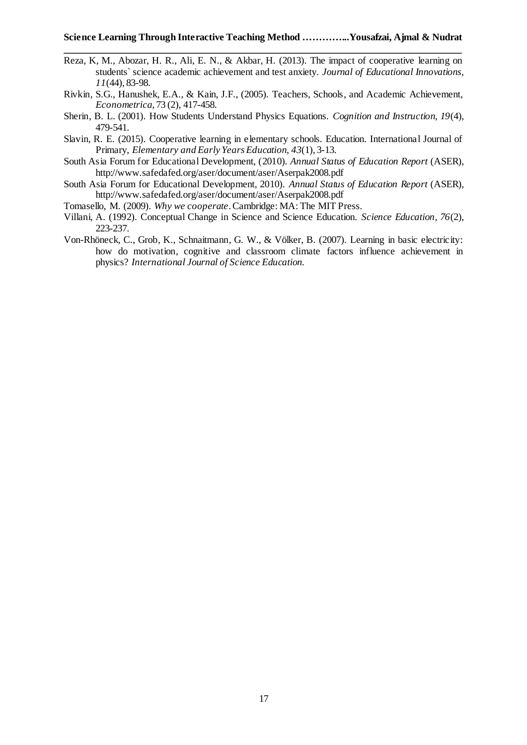Reza, K, M., Abozar, H. R., Ali, E. N., & Akbar, H. (2013). The impact of cooperative learning on students` science academic achievement and test anxiety. *Journal of Educational Innovations, 11*(44), 83-98.

Rivkin, S.G., Hanushek, E.A., & Kain, J.F., (2005). Teachers, Schools, and Academic Achievement, *Econometrica,* 73 (2), 417-458.

Sherin, B. L. (2001). How Students Understand Physics Equations. *Cognition and Instruction, 19*(4), 479-541.

Slavin, R. E. (2015). Cooperative learning in elementary schools. Education. International Journal of Primary, *Elementary and Early Years Education, 43*(1), 3-13.

South Asia Forum for Educational Development, (2010). *Annual Status of Education Report* (ASER), http://www.safedafed.org/aser/document/aser/Aserpak2008.pdf

South Asia Forum for Educational Development, 2010). *Annual Status of Education Report* (ASER), http://www.safedafed.org/aser/document/aser/Aserpak2008.pdf

Tomasello, M. (2009). *Why we cooperate*. Cambridge: MA: The MIT Press.

Villani, A. (1992). Conceptual Change in Science and Science Education. *Science Education, 76*(2), 223-237.

Von-Rhöneck, C., Grob, K., Schnaitmann, G. W., & Völker, B. (2007). Learning in basic electricity: how do motivation, cognitive and classroom climate factors influence achievement in physics? *International Journal of Science Education.*